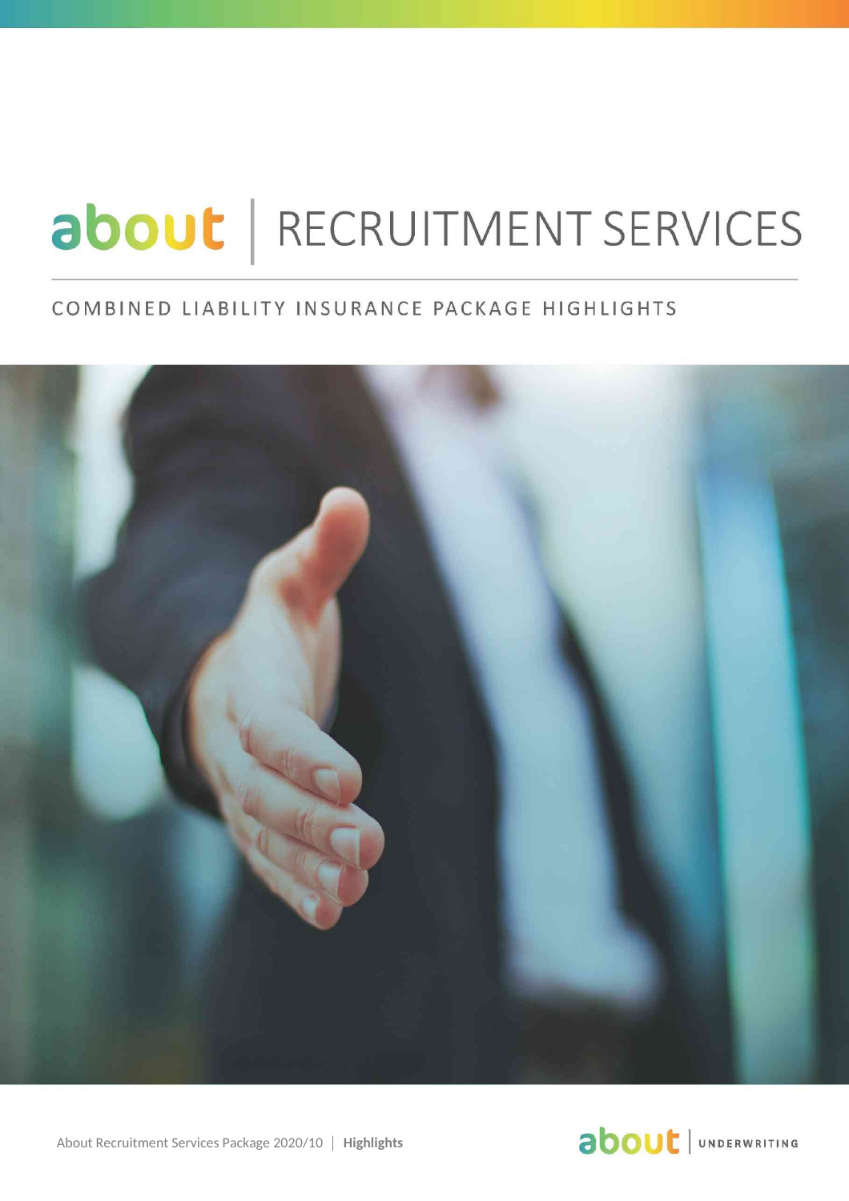# about | RECRUITMENT SERVICES

## COMBINED LIABILITY INSURANCE PACKAGE HIGHLIGHTS

About Recruitment Services Package 2020/10 | **Highlights**

about | UNDERWRITING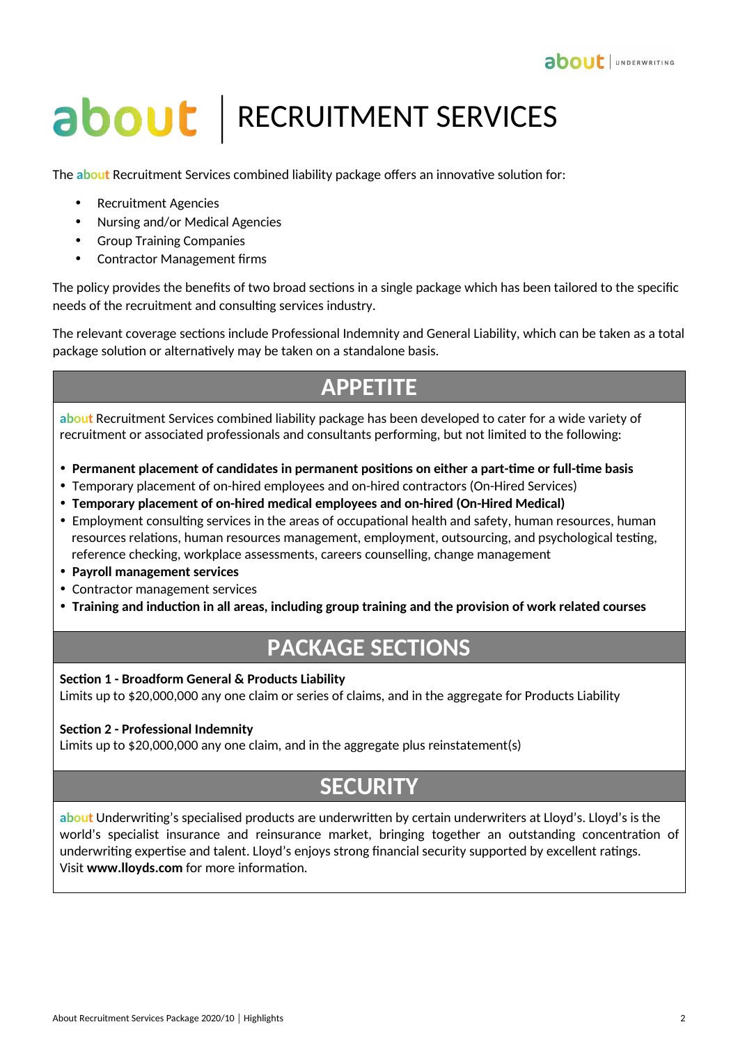# about | RECRUITMENT SERVICES

The about Recruitment Services combined liability package offers an innovative solution for:

- Recruitment Agencies
- Nursing and/or Medical Agencies
- Group Training Companies
- Contractor Management firms

The policy provides the benefits of two broad sections in a single package which has been tailored to the specific needs of the recruitment and consulting services industry.

The relevant coverage sections include Professional Indemnity and General Liability, which can be taken as a total package solution or alternatively may be taken on a standalone basis.

## APPETITE

about Recruitment Services combined liability package has been developed to cater for a wide variety of recruitment or associated professionals and consultants performing, but not limited to the following:

- **Permanent placement of candidates in permanent positions on either a part-time or full-time basis**
- Temporary placement of on-hired employees and on-hired contractors (On-Hired Services)
- **Temporary placement of on-hired medical employees and on-hired (On-Hired Medical)**
- Employment consulting services in the areas of occupational health and safety, human resources, human resources relations, human resources management, employment, outsourcing, and psychological testing, reference checking, workplace assessments, careers counselling, change management
- **Payroll management services**
- Contractor management services
- **Training and induction in all areas, including group training and the provision of work related courses**

## PACKAGE SECTIONS

**Section 1 - Broadform General & Products Liability**
Limits up to $20,000,000 any one claim or series of claims, and in the aggregate for Products Liability

**Section 2 - Professional Indemnity**
Limits up to $20,000,000 any one claim, and in the aggregate plus reinstatement(s)

## SECURITY

about Underwriting's specialised products are underwritten by certain underwriters at Lloyd's. Lloyd's is the world's specialist insurance and reinsurance market, bringing together an outstanding concentration of underwriting expertise and talent. Lloyd's enjoys strong financial security supported by excellent ratings.
Visit **www.lloyds.com** for more information.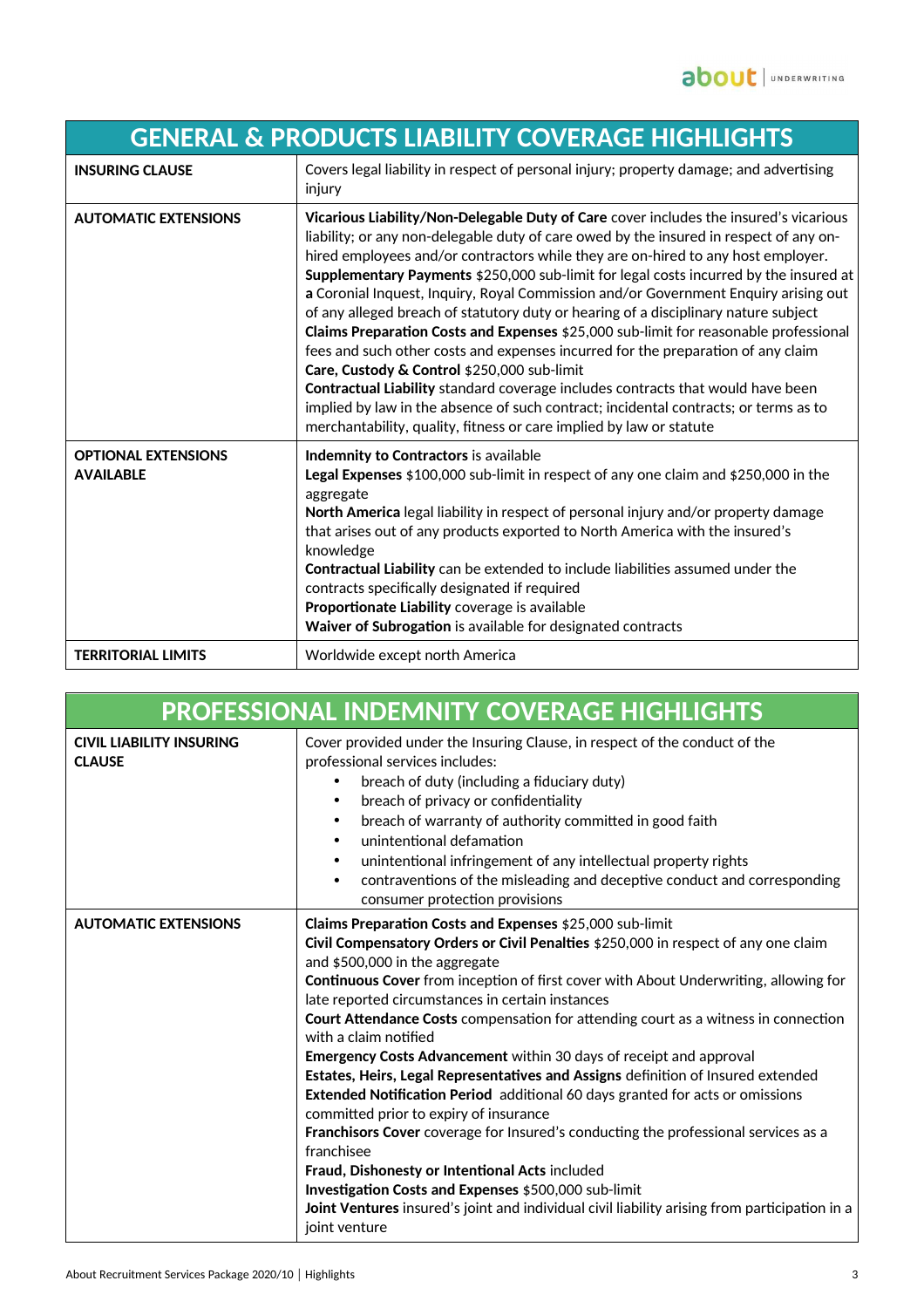| GENERAL & PRODUCTS LIABILITY COVERAGE HIGHLIGHTS | |
|---|---|
| **INSURING CLAUSE** | Covers legal liability in respect of personal injury; property damage; and advertising injury |
| **AUTOMATIC EXTENSIONS** | **Vicarious Liability/Non-Delegable Duty of Care** cover includes the insured's vicarious liability; or any non-delegable duty of care owed by the insured in respect of any on-hired employees and/or contractors while they are on-hired to any host employer.<br>**Supplementary Payments** $250,000 sub-limit for legal costs incurred by the insured at **a** Coronial Inquest, Inquiry, Royal Commission and/or Government Enquiry arising out of any alleged breach of statutory duty or hearing of a disciplinary nature subject<br>**Claims Preparation Costs and Expenses** $25,000 sub-limit for reasonable professional fees and such other costs and expenses incurred for the preparation of any claim<br>**Care, Custody & Control** $250,000 sub-limit<br>**Contractual Liability** standard coverage includes contracts that would have been implied by law in the absence of such contract; incidental contracts; or terms as to merchantability, quality, fitness or care implied by law or statute |
| **OPTIONAL EXTENSIONS AVAILABLE** | **Indemnity to Contractors** is available<br>**Legal Expenses** $100,000 sub-limit in respect of any one claim and $250,000 in the aggregate<br>**North America** legal liability in respect of personal injury and/or property damage that arises out of any products exported to North America with the insured's knowledge<br>**Contractual Liability** can be extended to include liabilities assumed under the contracts specifically designated if required<br>**Proportionate Liability** coverage is available<br>**Waiver of Subrogation** is available for designated contracts |
| **TERRITORIAL LIMITS** | Worldwide except north America |

| PROFESSIONAL INDEMNITY COVERAGE HIGHLIGHTS | |
|---|---|
| **CIVIL LIABILITY INSURING CLAUSE** | Cover provided under the Insuring Clause, in respect of the conduct of the professional services includes:<br>• breach of duty (including a fiduciary duty)<br>• breach of privacy or confidentiality<br>• breach of warranty of authority committed in good faith<br>• unintentional defamation<br>• unintentional infringement of any intellectual property rights<br>• contraventions of the misleading and deceptive conduct and corresponding consumer protection provisions |
| **AUTOMATIC EXTENSIONS** | **Claims Preparation Costs and Expenses** $25,000 sub-limit<br>**Civil Compensatory Orders or Civil Penalties** $250,000 in respect of any one claim and $500,000 in the aggregate<br>**Continuous Cover** from inception of first cover with About Underwriting, allowing for late reported circumstances in certain instances<br>**Court Attendance Costs** compensation for attending court as a witness in connection with a claim notified<br>**Emergency Costs Advancement** within 30 days of receipt and approval<br>**Estates, Heirs, Legal Representatives and Assigns** definition of Insured extended<br>**Extended Notification Period** additional 60 days granted for acts or omissions committed prior to expiry of insurance<br>**Franchisors Cover** coverage for Insured's conducting the professional services as a franchisee<br>**Fraud, Dishonesty or Intentional Acts** included<br>**Investigation Costs and Expenses** $500,000 sub-limit<br>**Joint Ventures** insured's joint and individual civil liability arising from participation in a joint venture |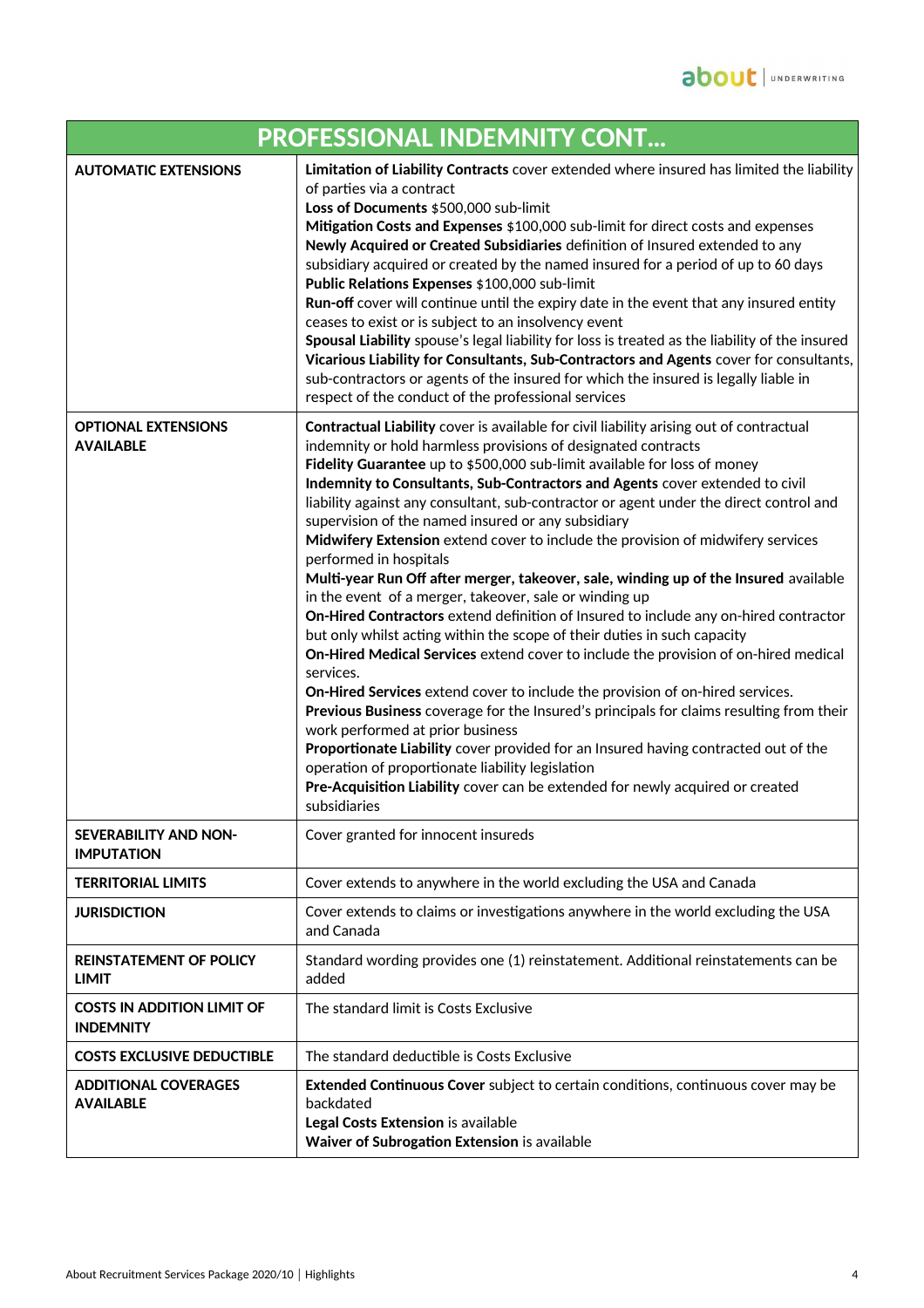| PROFESSIONAL INDEMNITY CONT... | |
|---|---|
| **AUTOMATIC EXTENSIONS** | **Limitation of Liability Contracts** cover extended where insured has limited the liability of parties via a contract<br>**Loss of Documents** $500,000 sub-limit<br>**Mitigation Costs and Expenses** $100,000 sub-limit for direct costs and expenses<br>**Newly Acquired or Created Subsidiaries** definition of Insured extended to any subsidiary acquired or created by the named insured for a period of up to 60 days<br>**Public Relations Expenses** $100,000 sub-limit<br>**Run-off** cover will continue until the expiry date in the event that any insured entity ceases to exist or is subject to an insolvency event<br>**Spousal Liability** spouse's legal liability for loss is treated as the liability of the insured<br>**Vicarious Liability for Consultants, Sub-Contractors and Agents** cover for consultants, sub-contractors or agents of the insured for which the insured is legally liable in respect of the conduct of the professional services |
| **OPTIONAL EXTENSIONS AVAILABLE** | **Contractual Liability** cover is available for civil liability arising out of contractual indemnity or hold harmless provisions of designated contracts<br>**Fidelity Guarantee** up to $500,000 sub-limit available for loss of money<br>**Indemnity to Consultants, Sub-Contractors and Agents** cover extended to civil liability against any consultant, sub-contractor or agent under the direct control and supervision of the named insured or any subsidiary<br>**Midwifery Extension** extend cover to include the provision of midwifery services performed in hospitals<br>**Multi-year Run Off after merger, takeover, sale, winding up of the Insured** available in the event of a merger, takeover, sale or winding up<br>**On-Hired Contractors** extend definition of Insured to include any on-hired contractor but only whilst acting within the scope of their duties in such capacity<br>**On-Hired Medical Services** extend cover to include the provision of on-hired medical services.<br>**On-Hired Services** extend cover to include the provision of on-hired services.<br>**Previous Business** coverage for the Insured's principals for claims resulting from their work performed at prior business<br>**Proportionate Liability** cover provided for an Insured having contracted out of the operation of proportionate liability legislation<br>**Pre-Acquisition Liability** cover can be extended for newly acquired or created subsidiaries |
| **SEVERABILITY AND NON-IMPUTATION** | Cover granted for innocent insureds |
| **TERRITORIAL LIMITS** | Cover extends to anywhere in the world excluding the USA and Canada |
| **JURISDICTION** | Cover extends to claims or investigations anywhere in the world excluding the USA and Canada |
| **REINSTATEMENT OF POLICY LIMIT** | Standard wording provides one (1) reinstatement. Additional reinstatements can be added |
| **COSTS IN ADDITION LIMIT OF INDEMNITY** | The standard limit is Costs Exclusive |
| **COSTS EXCLUSIVE DEDUCTIBLE** | The standard deductible is Costs Exclusive |
| **ADDITIONAL COVERAGES AVAILABLE** | **Extended Continuous Cover** subject to certain conditions, continuous cover may be backdated<br>**Legal Costs Extension** is available<br>**Waiver of Subrogation Extension** is available |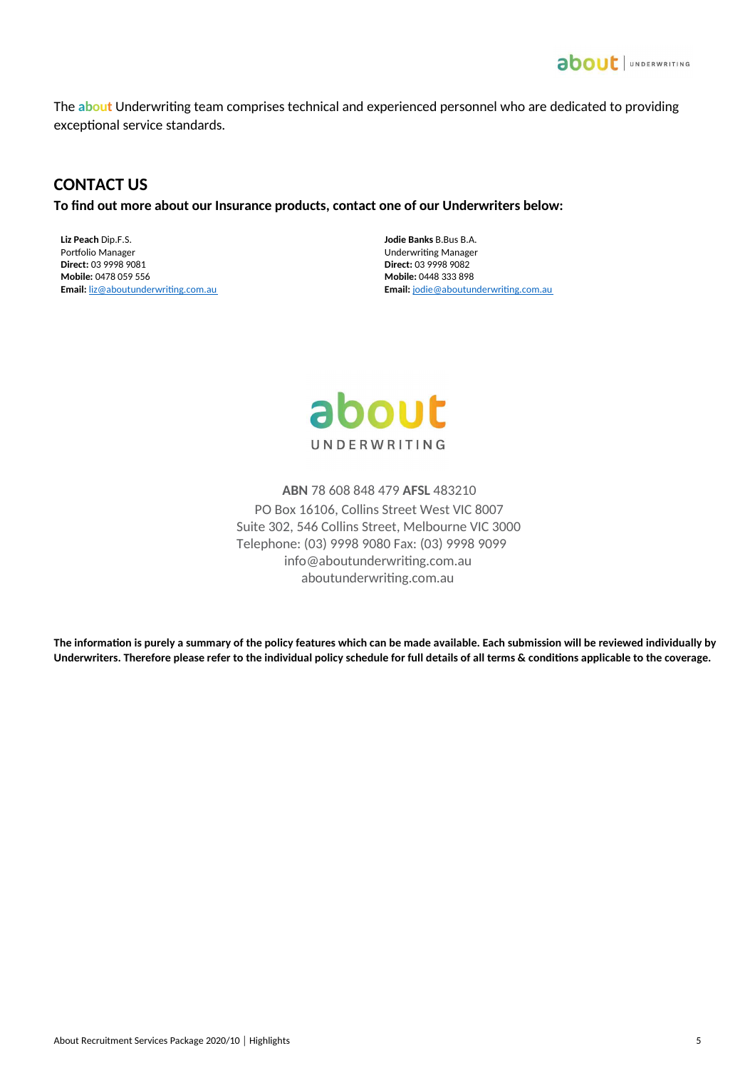The **about** Underwriting team comprises technical and experienced personnel who are dedicated to providing exceptional service standards.

## CONTACT US

**To find out more about our Insurance products, contact one of our Underwriters below:**

**Liz Peach** Dip.F.S.
Portfolio Manager
**Direct:** 03 9998 9081
**Mobile:** 0478 059 556
**Email:** liz@aboutunderwriting.com.au

**Jodie Banks** B.Bus B.A.
Underwriting Manager
**Direct:** 03 9998 9082
**Mobile:** 0448 333 898
**Email:** jodie@aboutunderwriting.com.au

about
UNDERWRITING

**ABN** 78 608 848 479 **AFSL** 483210
PO Box 16106, Collins Street West VIC 8007
Suite 302, 546 Collins Street, Melbourne VIC 3000
Telephone: (03) 9998 9080 Fax: (03) 9998 9099
info@aboutunderwriting.com.au
aboutunderwriting.com.au

**The information is purely a summary of the policy features which can be made available. Each submission will be reviewed individually by Underwriters. Therefore please refer to the individual policy schedule for full details of all terms & conditions applicable to the coverage.**